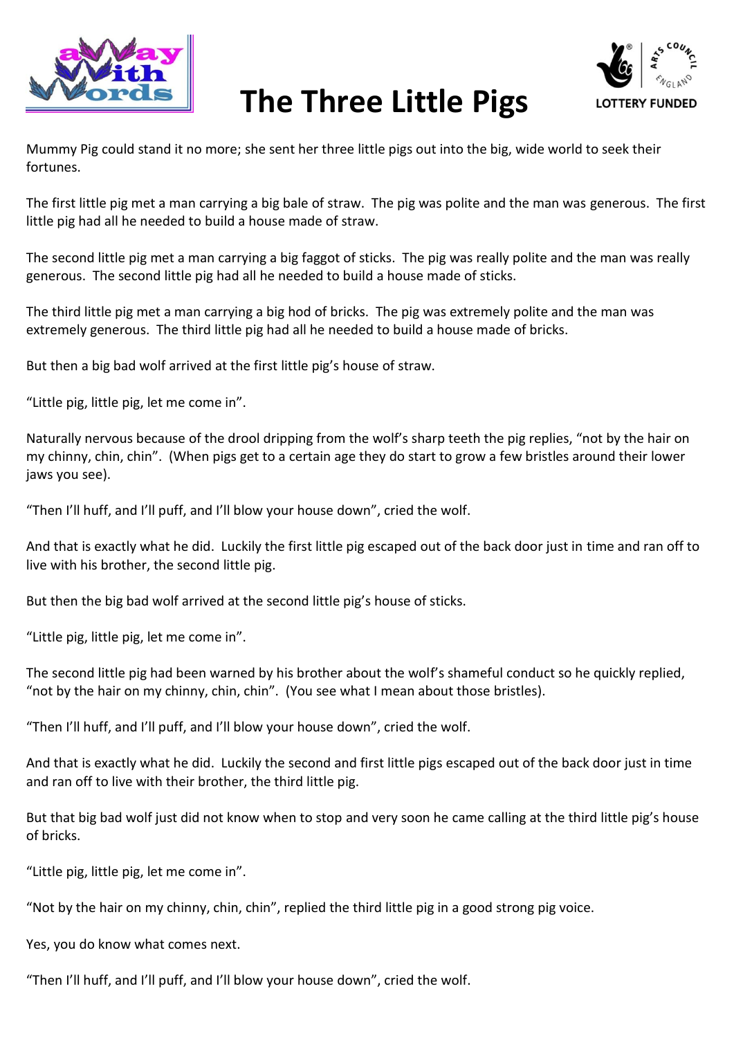# The Three Little Pigs

Mummy Pig could stand it no more; she sent her three little pigs out into the big, wide world to seek their fortunes.

The first little pig met a man carrying a big bale of straw. The pig was polite and the man was generous. The first little pig had all he needed to build a house made of straw.

The second little pig met a man carrying a big faggot of sticks. The pig was really polite and the man was really generous. The second little pig had all he needed to build a house made of sticks.

The third little pig met a man carrying a big hod of bricks. The pig was extremely polite and the man was extremely generous. The third little pig had all he needed to build a house made of bricks.

But then a big bad wolf arrived at the first little pig's house of straw.

"Little pig, little pig, let me come in".

Naturally nervous because of the drool dripping from the wolf's sharp teeth the pig replies, "not by the hair on my chinny, chin, chin". (When pigs get to a certain age they do start to grow a few bristles around their lower jaws you see).

"Then I'll huff, and I'll puff, and I'll blow your house down", cried the wolf.

And that is exactly what he did. Luckily the first little pig escaped out of the back door just in time and ran off to live with his brother, the second little pig.

But then the big bad wolf arrived at the second little pig's house of sticks.

"Little pig, little pig, let me come in".

The second little pig had been warned by his brother about the wolf's shameful conduct so he quickly replied, "not by the hair on my chinny, chin, chin". (You see what I mean about those bristles).

"Then I'll huff, and I'll puff, and I'll blow your house down", cried the wolf.

And that is exactly what he did. Luckily the second and first little pigs escaped out of the back door just in time and ran off to live with their brother, the third little pig.

But that big bad wolf just did not know when to stop and very soon he came calling at the third little pig's house of bricks.

"Little pig, little pig, let me come in".

"Not by the hair on my chinny, chin, chin", replied the third little pig in a good strong pig voice.

Yes, you do know what comes next.

"Then I'll huff, and I'll puff, and I'll blow your house down", cried the wolf.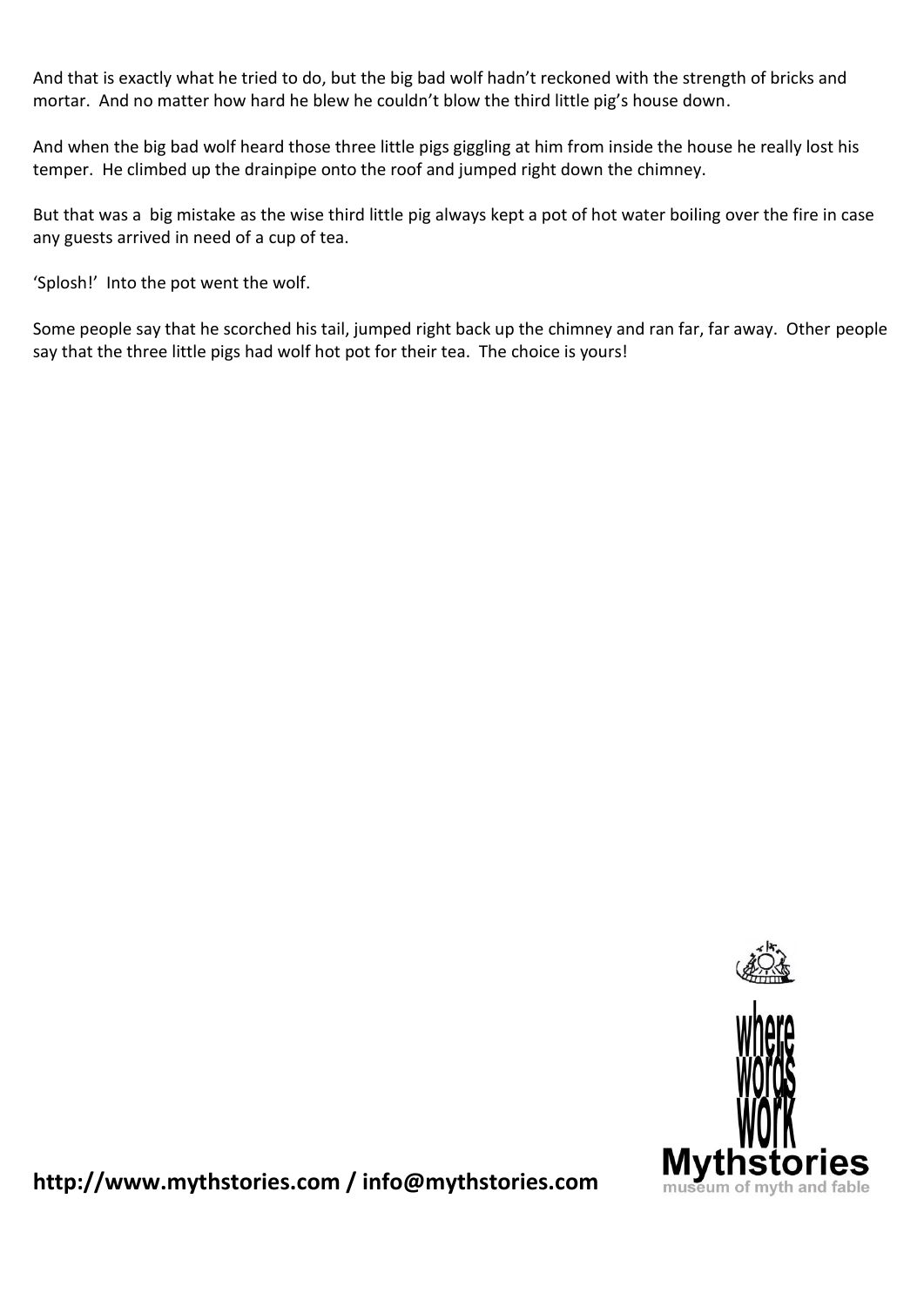And that is exactly what he tried to do, but the big bad wolf hadn't reckoned with the strength of bricks and mortar. And no matter how hard he blew he couldn't blow the third little pig's house down.

And when the big bad wolf heard those three little pigs giggling at him from inside the house he really lost his temper. He climbed up the drainpipe onto the roof and jumped right down the chimney.

But that was a big mistake as the wise third little pig always kept a pot of hot water boiling over the fire in case any guests arrived in need of a cup of tea.

'Splosh!' Into the pot went the wolf.

Some people say that he scorched his tail, jumped right back up the chimney and ran far, far away. Other people say that the three little pigs had wolf hot pot for their tea. The choice is yours!

where words work

Mythstories

museum of myth and fable

**http://www.mythstories.com / info@mythstories.com**